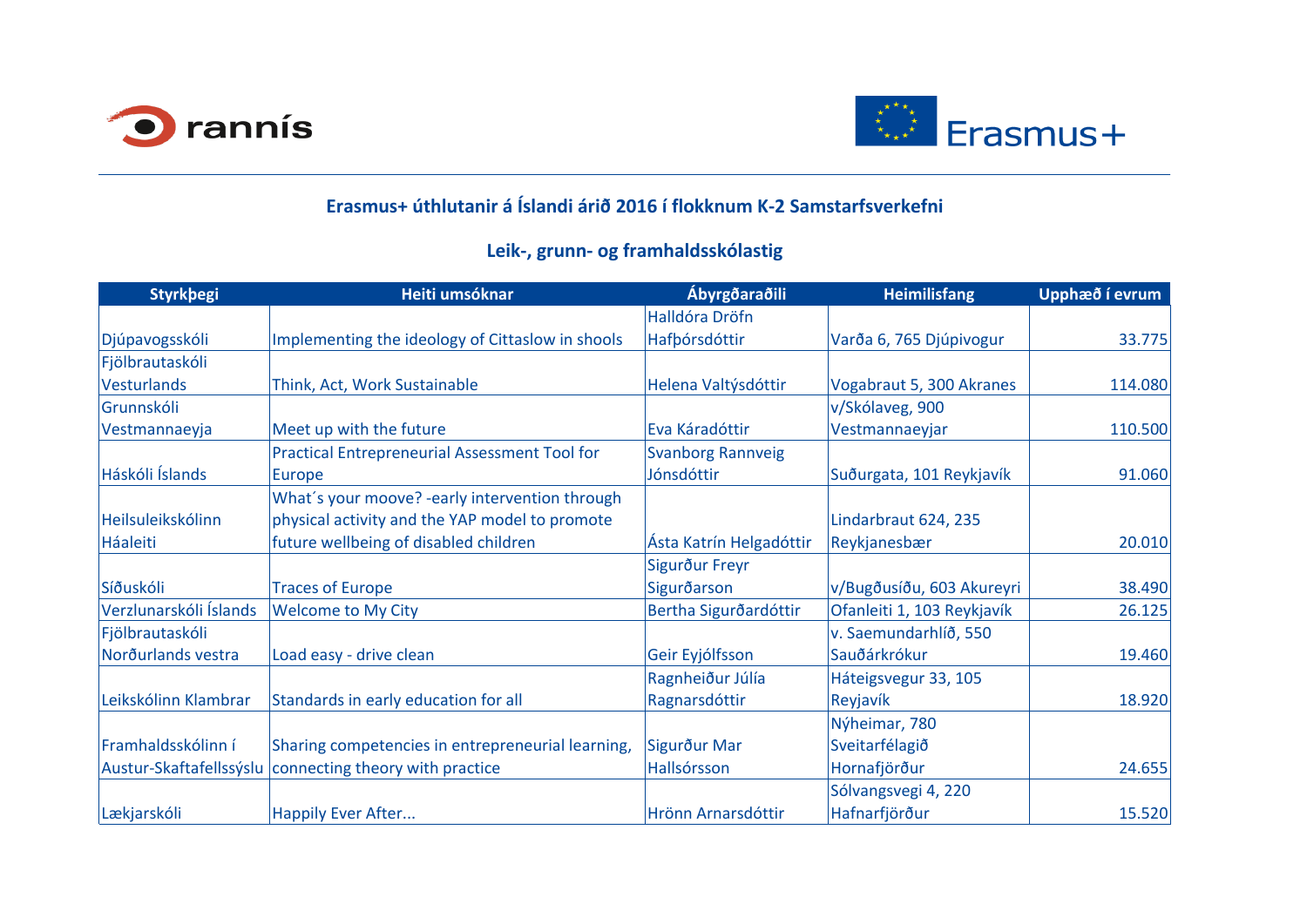rannís

Erasmus+

## Erasmus+ úthlutanir á Íslandi árið 2016 í flokknum K-2 Samstarfsverkefni

### Leik-, grunn- og framhaldsskólastig

| Styrkþegi | Heiti umsóknar | Ábyrgðaraðili | Heimilisfang | Upphæð í evrum |
|---|---|---|---|---|
| Djúpavogsskóli | Implementing the ideology of Cittaslow in shools | Halldóra Dröfn Hafþórsdóttir | Varða 6, 765 Djúpivogur | 33.775 |
| Fjölbrautaskóli Vesturlands | Think, Act, Work Sustainable | Helena Valtýsdóttir | Vogabraut 5, 300 Akranes | 114.080 |
| Grunnskóli Vestmannaeyja | Meet up with the future | Eva Káradóttir | v/Skólaveg, 900 Vestmannaeyjar | 110.500 |
| Háskóli Íslands | Practical Entrepreneurial Assessment Tool for Europe | Svanborg Rannveig Jónsdóttir | Suðurgata, 101 Reykjavík | 91.060 |
| Heilsuleikskólinn Háaleiti | What´s your moove? -early intervention through physical activity and the YAP model to promote future wellbeing of disabled children | Ásta Katrín Helgadóttir | Lindarbraut 624, 235 Reykjanesbær | 20.010 |
| Síðuskóli | Traces of Europe | Sigurður Freyr Sigurðarson | v/Bugðusíðu, 603 Akureyri | 38.490 |
| Verzlunarskóli Íslands | Welcome to My City | Bertha Sigurðardóttir | Ofanleiti 1, 103 Reykjavík | 26.125 |
| Fjölbrautaskóli Norðurlands vestra | Load easy - drive clean | Geir Eyjólfsson | v. Saemundarhlíð, 550 Sauðárkrókur | 19.460 |
| Leikskólinn Klambrar | Standards in early education for all | Ragnheiður Júlía Ragnarsdóttir | Háteigsvegur 33, 105 Reyjavík | 18.920 |
| Framhaldsskólinn í Austur-Skaftafellssýslu | Sharing competencies in entrepreneurial learning, connecting theory with practice | Sigurður Mar Hallsórsson | Nýheimar, 780 Sveitarfélagið Hornafjörður | 24.655 |
| Lækjarskóli | Happily Ever After... | Hrönn Arnarsdóttir | Sólvangsvegi 4, 220 Hafnarfjörður | 15.520 |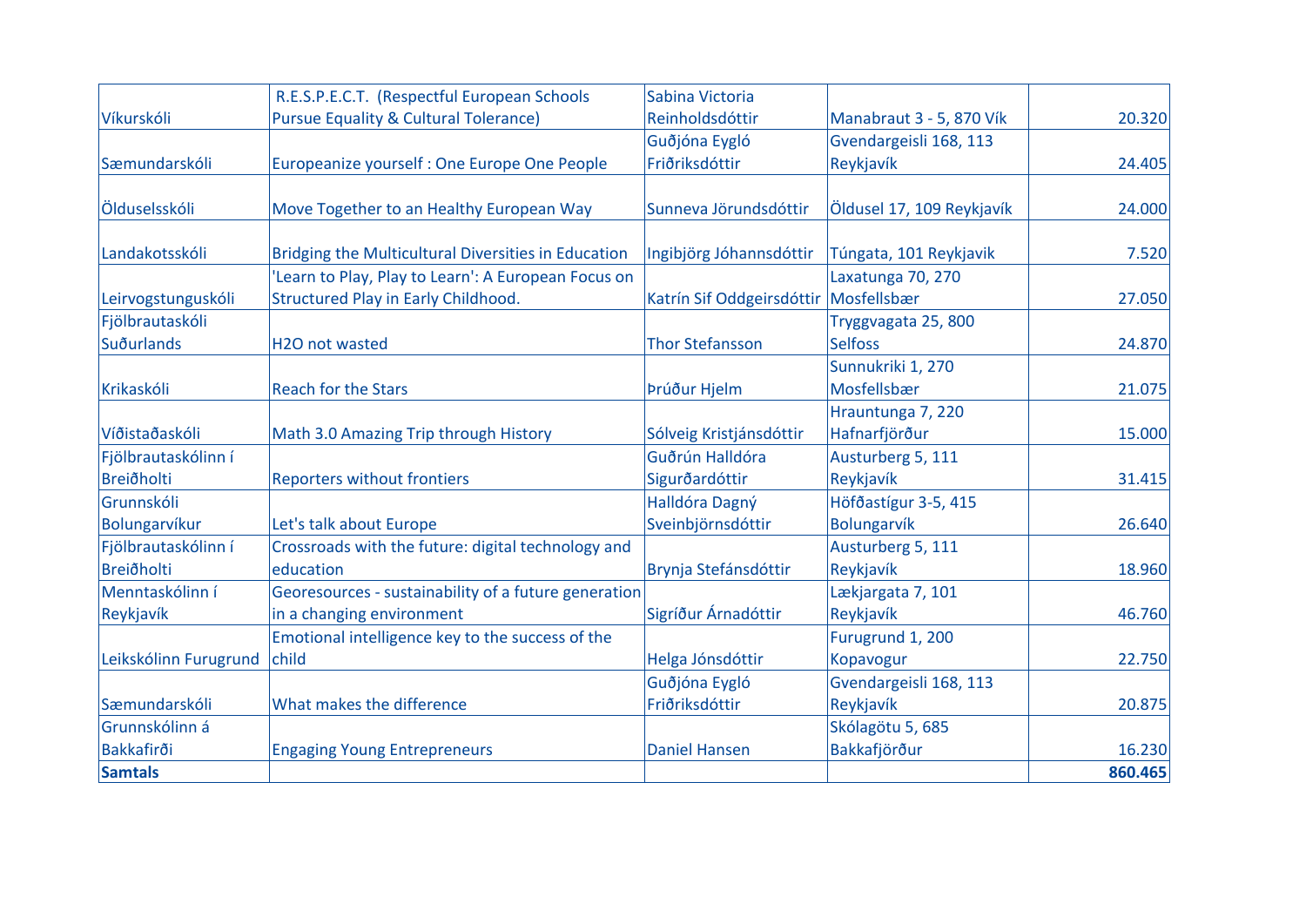| | | | | |
|---|---|---|---|---|
| Víkurskóli | R.E.S.P.E.C.T. (Respectful European Schools Pursue Equality & Cultural Tolerance) | Sabina Victoria Reinholdsdóttir | Manabraut 3 - 5, 870 Vík | 20.320 |
| Sæmundarskóli | Europeanize yourself : One Europe One People | Guðjóna Eygló Friðriksdóttir | Gvendargeisli 168, 113 Reykjavík | 24.405 |
| Ölduselsskóli | Move Together to an Healthy European Way | Sunneva Jörundsdóttir | Öldusel 17, 109 Reykjavík | 24.000 |
| Landakotsskóli | Bridging the Multicultural Diversities in Education | Ingibjörg Jóhannsdóttir | Túngata, 101 Reykjavik | 7.520 |
| Leirvogstunguskóli | 'Learn to Play, Play to Learn': A European Focus on Structured Play in Early Childhood. | Katrín Sif Oddgeirsdóttir | Laxatunga 70, 270 Mosfellsbær | 27.050 |
| Fjölbrautaskóli Suðurlands | H2O not wasted | Thor Stefansson | Tryggvagata 25, 800 Selfoss | 24.870 |
| Krikaskóli | Reach for the Stars | Þrúður Hjelm | Sunnukriki 1, 270 Mosfellsbær | 21.075 |
| Víðistaðaskóli | Math 3.0 Amazing Trip through History | Sólveig Kristjánsdóttir | Hrauntunga 7, 220 Hafnarfjörður | 15.000 |
| Fjölbrautaskólinn í Breiðholti | Reporters without frontiers | Guðrún Halldóra Sigurðardóttir | Austurberg 5, 111 Reykjavík | 31.415 |
| Grunnskóli Bolungarvíkur | Let's talk about Europe | Halldóra Dagný Sveinbjörnsdóttir | Höfðastígur 3-5, 415 Bolungarvík | 26.640 |
| Fjölbrautaskólinn í Breiðholti | Crossroads with the future: digital technology and education | Brynja Stefánsdóttir | Austurberg 5, 111 Reykjavík | 18.960 |
| Menntaskólinn í Reykjavík | Georesources - sustainability of a future generation in a changing environment | Sigríður Árnadóttir | Lækjargata 7, 101 Reykjavík | 46.760 |
| Leikskólinn Furugrund | Emotional intelligence key to the success of the child | Helga Jónsdóttir | Furugrund 1, 200 Kopavogur | 22.750 |
| Sæmundarskóli | What makes the difference | Guðjóna Eygló Friðriksdóttir | Gvendargeisli 168, 113 Reykjavík | 20.875 |
| Grunnskólinn á Bakkafirði | Engaging Young Entrepreneurs | Daniel Hansen | Skólagötu 5, 685 Bakkafjörður | 16.230 |
| **Samtals** | | | | **860.465** |